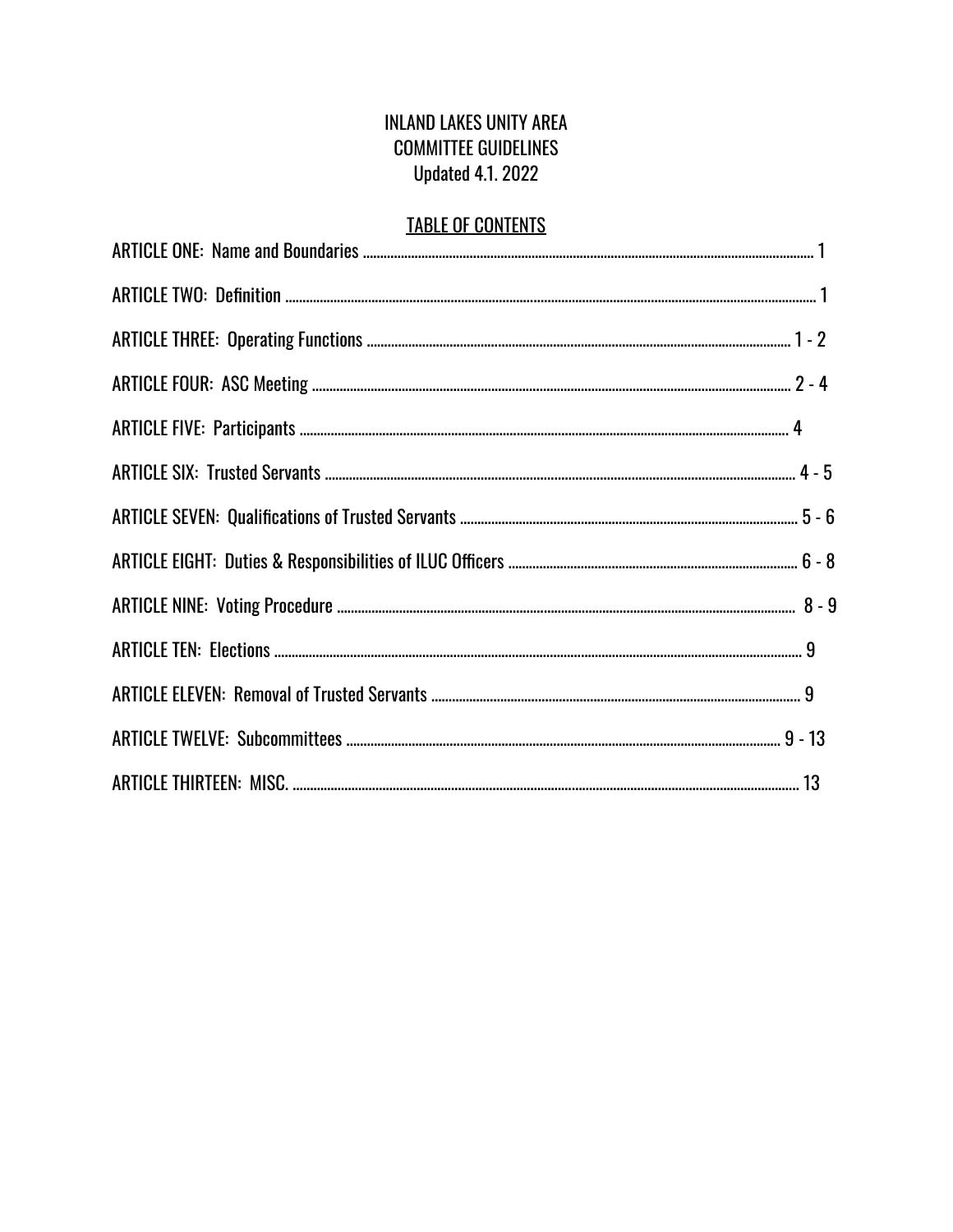# INLAND LAKES UNITY AREA
# COMMITTEE GUIDELINES
Updated 4.1. 2022

## TABLE OF CONTENTS

ARTICLE ONE: Name and Boundaries ........ 1

ARTICLE TWO: Definition ........ 1

ARTICLE THREE: Operating Functions ........ 1 - 2

ARTICLE FOUR: ASC Meeting ........ 2 - 4

ARTICLE FIVE: Participants ........ 4

ARTICLE SIX: Trusted Servants ........ 4 - 5

ARTICLE SEVEN: Qualifications of Trusted Servants ........ 5 - 6

ARTICLE EIGHT: Duties & Responsibilities of ILUC Officers ........ 6 - 8

ARTICLE NINE: Voting Procedure ........ 8 - 9

ARTICLE TEN: Elections ........ 9

ARTICLE ELEVEN: Removal of Trusted Servants ........ 9

ARTICLE TWELVE: Subcommittees ........ 9 - 13

ARTICLE THIRTEEN: MISC. ........ 13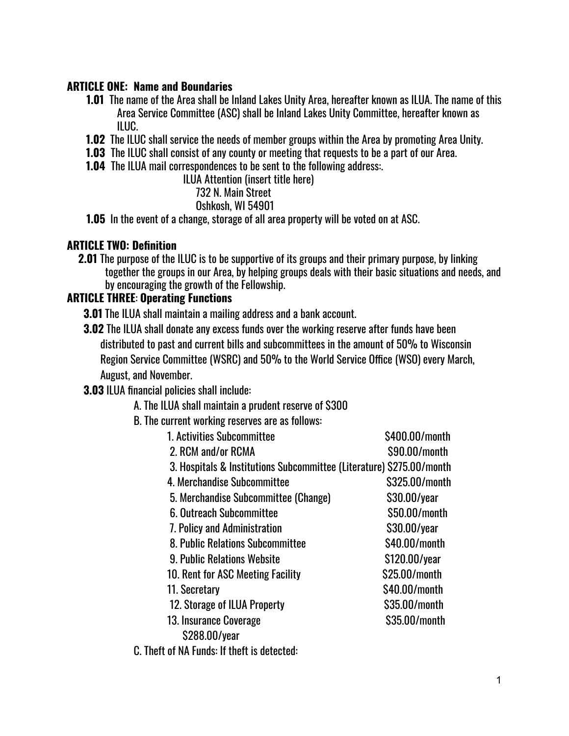**ARTICLE ONE: Name and Boundaries**

**1.01** The name of the Area shall be Inland Lakes Unity Area, hereafter known as ILUA. The name of this Area Service Committee (ASC) shall be Inland Lakes Unity Committee, hereafter known as ILUC.

**1.02** The ILUC shall service the needs of member groups within the Area by promoting Area Unity.

**1.03** The ILUC shall consist of any county or meeting that requests to be a part of our Area.

**1.04** The ILUA mail correspondences to be sent to the following address:.

ILUA Attention (insert title here)
732 N. Main Street
Oshkosh, WI 54901

**1.05** In the event of a change, storage of all area property will be voted on at ASC.

**ARTICLE TWO: Definition**

**2.01** The purpose of the ILUC is to be supportive of its groups and their primary purpose, by linking together the groups in our Area, by helping groups deals with their basic situations and needs, and by encouraging the growth of the Fellowship.

**ARTICLE THREE: Operating Functions**

**3.01** The ILUA shall maintain a mailing address and a bank account.

**3.02** The ILUA shall donate any excess funds over the working reserve after funds have been distributed to past and current bills and subcommittees in the amount of 50% to Wisconsin Region Service Committee (WSRC) and 50% to the World Service Office (WSO) every March, August, and November.

**3.03** ILUA financial policies shall include:

A. The ILUA shall maintain a prudent reserve of $300

B. The current working reserves are as follows:

| | |
|---|---|
| 1. Activities Subcommittee | $400.00/month |
| 2. RCM and/or RCMA | $90.00/month |
| 3. Hospitals & Institutions Subcommittee (Literature) | $275.00/month |
| 4. Merchandise Subcommittee | $325.00/month |
| 5. Merchandise Subcommittee (Change) | $30.00/year |
| 6. Outreach Subcommittee | $50.00/month |
| 7. Policy and Administration | $30.00/year |
| 8. Public Relations Subcommittee | $40.00/month |
| 9. Public Relations Website | $120.00/year |
| 10. Rent for ASC Meeting Facility | $25.00/month |
| 11. Secretary | $40.00/month |
| 12. Storage of ILUA Property | $35.00/month |
| 13. Insurance Coverage $288.00/year | $35.00/month |

C. Theft of NA Funds: If theft is detected: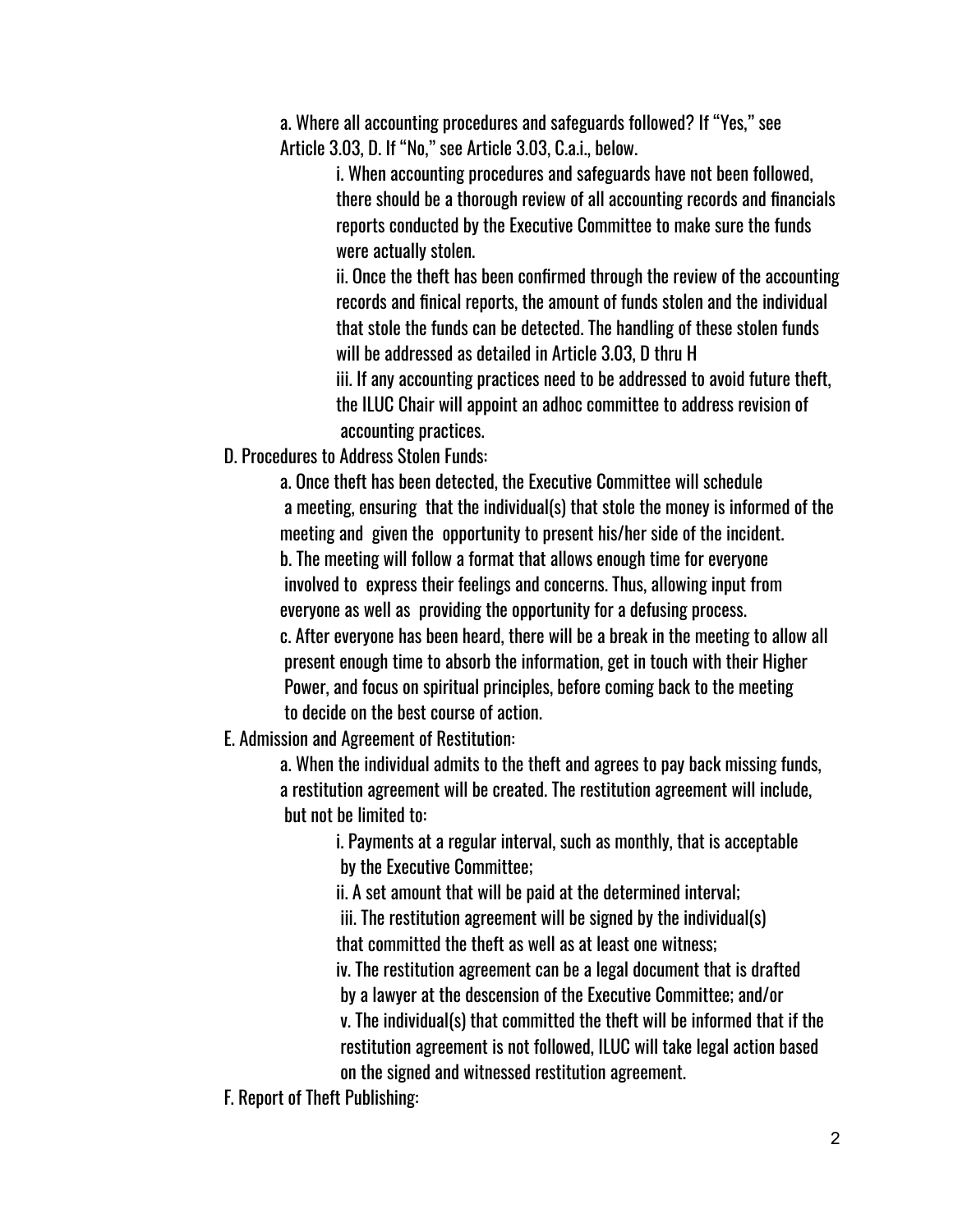a. Where all accounting procedures and safeguards followed? If "Yes," see Article 3.03, D. If "No," see Article 3.03, C.a.i., below.

i. When accounting procedures and safeguards have not been followed, there should be a thorough review of all accounting records and financials reports conducted by the Executive Committee to make sure the funds were actually stolen.

ii. Once the theft has been confirmed through the review of the accounting records and finical reports, the amount of funds stolen and the individual that stole the funds can be detected. The handling of these stolen funds will be addressed as detailed in Article 3.03, D thru H

iii. If any accounting practices need to be addressed to avoid future theft, the ILUC Chair will appoint an adhoc committee to address revision of accounting practices.

D. Procedures to Address Stolen Funds:

a. Once theft has been detected, the Executive Committee will schedule a meeting, ensuring that the individual(s) that stole the money is informed of the meeting and given the opportunity to present his/her side of the incident.

b. The meeting will follow a format that allows enough time for everyone involved to express their feelings and concerns. Thus, allowing input from everyone as well as providing the opportunity for a defusing process.

c. After everyone has been heard, there will be a break in the meeting to allow all present enough time to absorb the information, get in touch with their Higher Power, and focus on spiritual principles, before coming back to the meeting to decide on the best course of action.

E. Admission and Agreement of Restitution:

a. When the individual admits to the theft and agrees to pay back missing funds, a restitution agreement will be created. The restitution agreement will include, but not be limited to:

i. Payments at a regular interval, such as monthly, that is acceptable by the Executive Committee;

ii. A set amount that will be paid at the determined interval;

iii. The restitution agreement will be signed by the individual(s) that committed the theft as well as at least one witness;

iv. The restitution agreement can be a legal document that is drafted by a lawyer at the descension of the Executive Committee; and/or

v. The individual(s) that committed the theft will be informed that if the restitution agreement is not followed, ILUC will take legal action based on the signed and witnessed restitution agreement.

F. Report of Theft Publishing: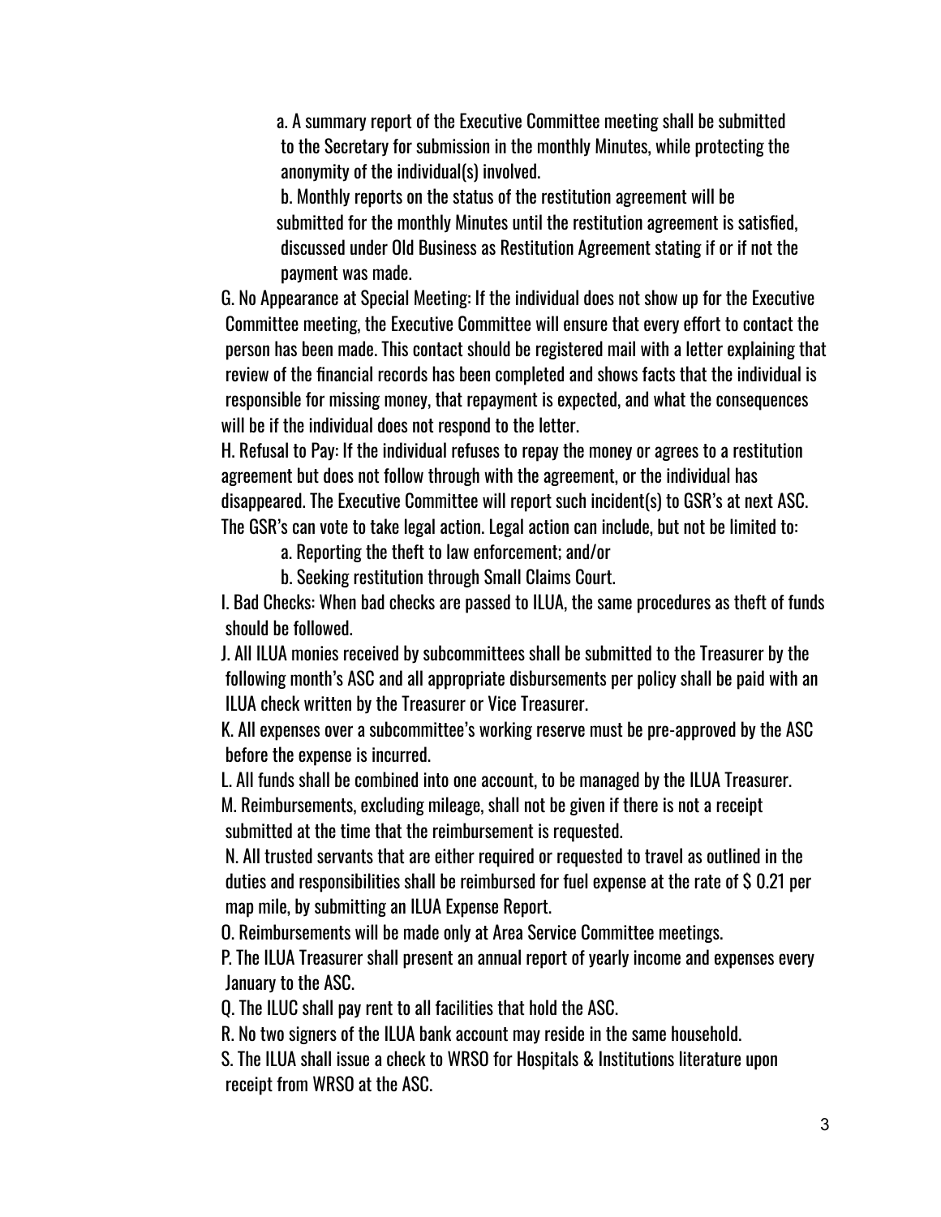a. A summary report of the Executive Committee meeting shall be submitted to the Secretary for submission in the monthly Minutes, while protecting the anonymity of the individual(s) involved.

b. Monthly reports on the status of the restitution agreement will be submitted for the monthly Minutes until the restitution agreement is satisfied, discussed under Old Business as Restitution Agreement stating if or if not the payment was made.

G. No Appearance at Special Meeting: If the individual does not show up for the Executive Committee meeting, the Executive Committee will ensure that every effort to contact the person has been made. This contact should be registered mail with a letter explaining that review of the financial records has been completed and shows facts that the individual is responsible for missing money, that repayment is expected, and what the consequences will be if the individual does not respond to the letter.

H. Refusal to Pay: If the individual refuses to repay the money or agrees to a restitution agreement but does not follow through with the agreement, or the individual has disappeared. The Executive Committee will report such incident(s) to GSR's at next ASC. The GSR's can vote to take legal action. Legal action can include, but not be limited to:

a. Reporting the theft to law enforcement; and/or

b. Seeking restitution through Small Claims Court.

I. Bad Checks: When bad checks are passed to ILUA, the same procedures as theft of funds should be followed.

J. All ILUA monies received by subcommittees shall be submitted to the Treasurer by the following month's ASC and all appropriate disbursements per policy shall be paid with an ILUA check written by the Treasurer or Vice Treasurer.

K. All expenses over a subcommittee's working reserve must be pre-approved by the ASC before the expense is incurred.

L. All funds shall be combined into one account, to be managed by the ILUA Treasurer.

M. Reimbursements, excluding mileage, shall not be given if there is not a receipt submitted at the time that the reimbursement is requested.

N. All trusted servants that are either required or requested to travel as outlined in the duties and responsibilities shall be reimbursed for fuel expense at the rate of $ 0.21 per map mile, by submitting an ILUA Expense Report.

O. Reimbursements will be made only at Area Service Committee meetings.

P. The ILUA Treasurer shall present an annual report of yearly income and expenses every January to the ASC.

Q. The ILUC shall pay rent to all facilities that hold the ASC.

R. No two signers of the ILUA bank account may reside in the same household.

S. The ILUA shall issue a check to WRSO for Hospitals & Institutions literature upon receipt from WRSO at the ASC.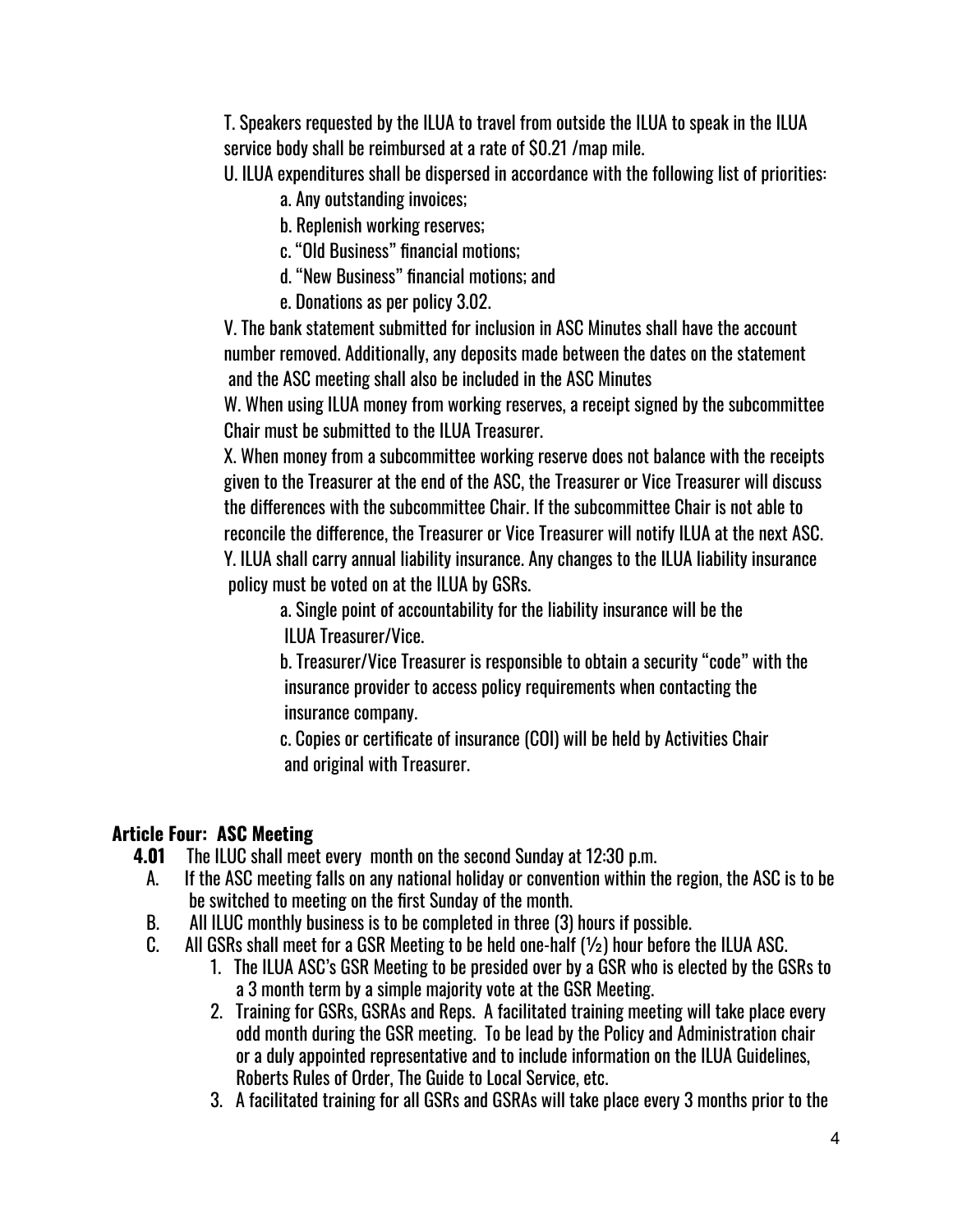T. Speakers requested by the ILUA to travel from outside the ILUA to speak in the ILUA service body shall be reimbursed at a rate of $0.21 /map mile.

U. ILUA expenditures shall be dispersed in accordance with the following list of priorities:

a. Any outstanding invoices;

b. Replenish working reserves;

c. "Old Business" financial motions;

d. "New Business" financial motions; and

e. Donations as per policy 3.02.

V. The bank statement submitted for inclusion in ASC Minutes shall have the account number removed. Additionally, any deposits made between the dates on the statement and the ASC meeting shall also be included in the ASC Minutes

W. When using ILUA money from working reserves, a receipt signed by the subcommittee Chair must be submitted to the ILUA Treasurer.

X. When money from a subcommittee working reserve does not balance with the receipts given to the Treasurer at the end of the ASC, the Treasurer or Vice Treasurer will discuss the differences with the subcommittee Chair. If the subcommittee Chair is not able to reconcile the difference, the Treasurer or Vice Treasurer will notify ILUA at the next ASC.

Y. ILUA shall carry annual liability insurance. Any changes to the ILUA liability insurance policy must be voted on at the ILUA by GSRs.

a. Single point of accountability for the liability insurance will be the ILUA Treasurer/Vice.

b. Treasurer/Vice Treasurer is responsible to obtain a security "code" with the insurance provider to access policy requirements when contacting the insurance company.

c. Copies or certificate of insurance (COI) will be held by Activities Chair and original with Treasurer.

## Article Four: ASC Meeting

**4.01** The ILUC shall meet every month on the second Sunday at 12:30 p.m.

A. If the ASC meeting falls on any national holiday or convention within the region, the ASC is to be be switched to meeting on the first Sunday of the month.

B. All ILUC monthly business is to be completed in three (3) hours if possible.

C. All GSRs shall meet for a GSR Meeting to be held one-half (½) hour before the ILUA ASC.

1. The ILUA ASC's GSR Meeting to be presided over by a GSR who is elected by the GSRs to a 3 month term by a simple majority vote at the GSR Meeting.
2. Training for GSRs, GSRAs and Reps. A facilitated training meeting will take place every odd month during the GSR meeting. To be lead by the Policy and Administration chair or a duly appointed representative and to include information on the ILUA Guidelines, Roberts Rules of Order, The Guide to Local Service, etc.
3. A facilitated training for all GSRs and GSRAs will take place every 3 months prior to the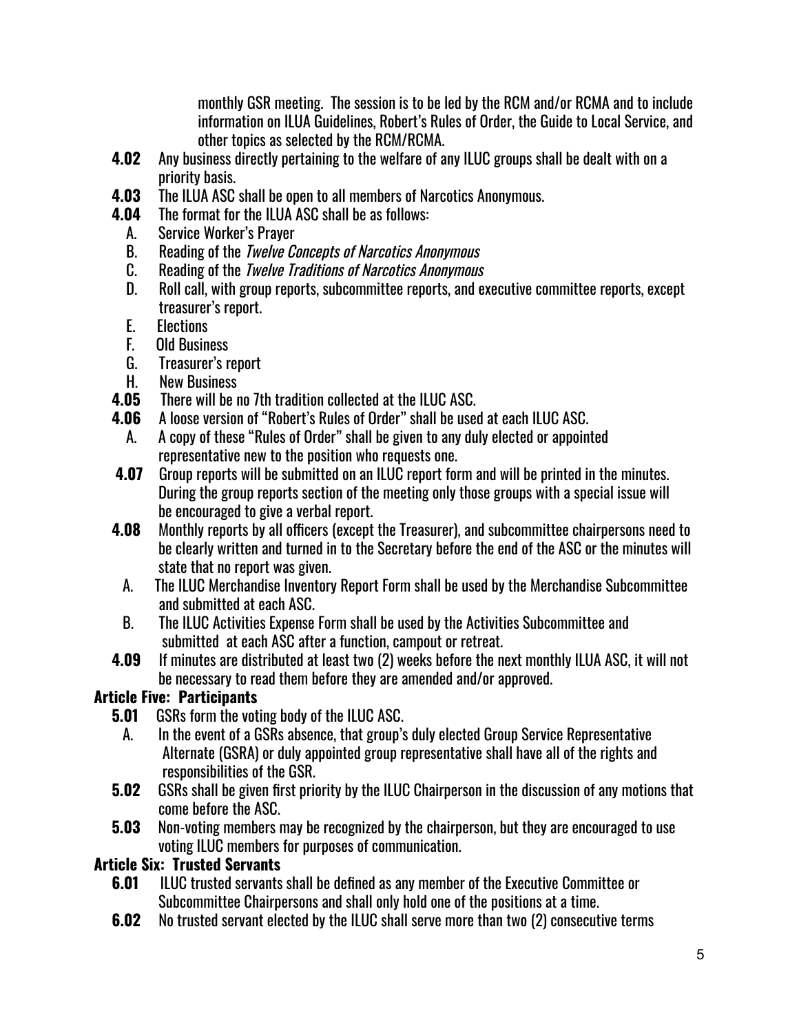monthly GSR meeting. The session is to be led by the RCM and/or RCMA and to include information on ILUA Guidelines, Robert's Rules of Order, the Guide to Local Service, and other topics as selected by the RCM/RCMA.

**4.02** Any business directly pertaining to the welfare of any ILUC groups shall be dealt with on a priority basis.

**4.03** The ILUA ASC shall be open to all members of Narcotics Anonymous.

**4.04** The format for the ILUA ASC shall be as follows:

A. Service Worker's Prayer
B. Reading of the *Twelve Concepts of Narcotics Anonymous*
C. Reading of the *Twelve Traditions of Narcotics Anonymous*
D. Roll call, with group reports, subcommittee reports, and executive committee reports, except treasurer's report.
E. Elections
F. Old Business
G. Treasurer's report
H. New Business

**4.05** There will be no 7th tradition collected at the ILUC ASC.

**4.06** A loose version of "Robert's Rules of Order" shall be used at each ILUC ASC.

A. A copy of these "Rules of Order" shall be given to any duly elected or appointed representative new to the position who requests one.

**4.07** Group reports will be submitted on an ILUC report form and will be printed in the minutes. During the group reports section of the meeting only those groups with a special issue will be encouraged to give a verbal report.

**4.08** Monthly reports by all officers (except the Treasurer), and subcommittee chairpersons need to be clearly written and turned in to the Secretary before the end of the ASC or the minutes will state that no report was given.

A. The ILUC Merchandise Inventory Report Form shall be used by the Merchandise Subcommittee and submitted at each ASC.
B. The ILUC Activities Expense Form shall be used by the Activities Subcommittee and submitted at each ASC after a function, campout or retreat.

**4.09** If minutes are distributed at least two (2) weeks before the next monthly ILUA ASC, it will not be necessary to read them before they are amended and/or approved.

## Article Five: Participants

**5.01** GSRs form the voting body of the ILUC ASC.

A. In the event of a GSRs absence, that group's duly elected Group Service Representative Alternate (GSRA) or duly appointed group representative shall have all of the rights and responsibilities of the GSR.

**5.02** GSRs shall be given first priority by the ILUC Chairperson in the discussion of any motions that come before the ASC.

**5.03** Non-voting members may be recognized by the chairperson, but they are encouraged to use voting ILUC members for purposes of communication.

## Article Six: Trusted Servants

**6.01** ILUC trusted servants shall be defined as any member of the Executive Committee or Subcommittee Chairpersons and shall only hold one of the positions at a time.

**6.02** No trusted servant elected by the ILUC shall serve more than two (2) consecutive terms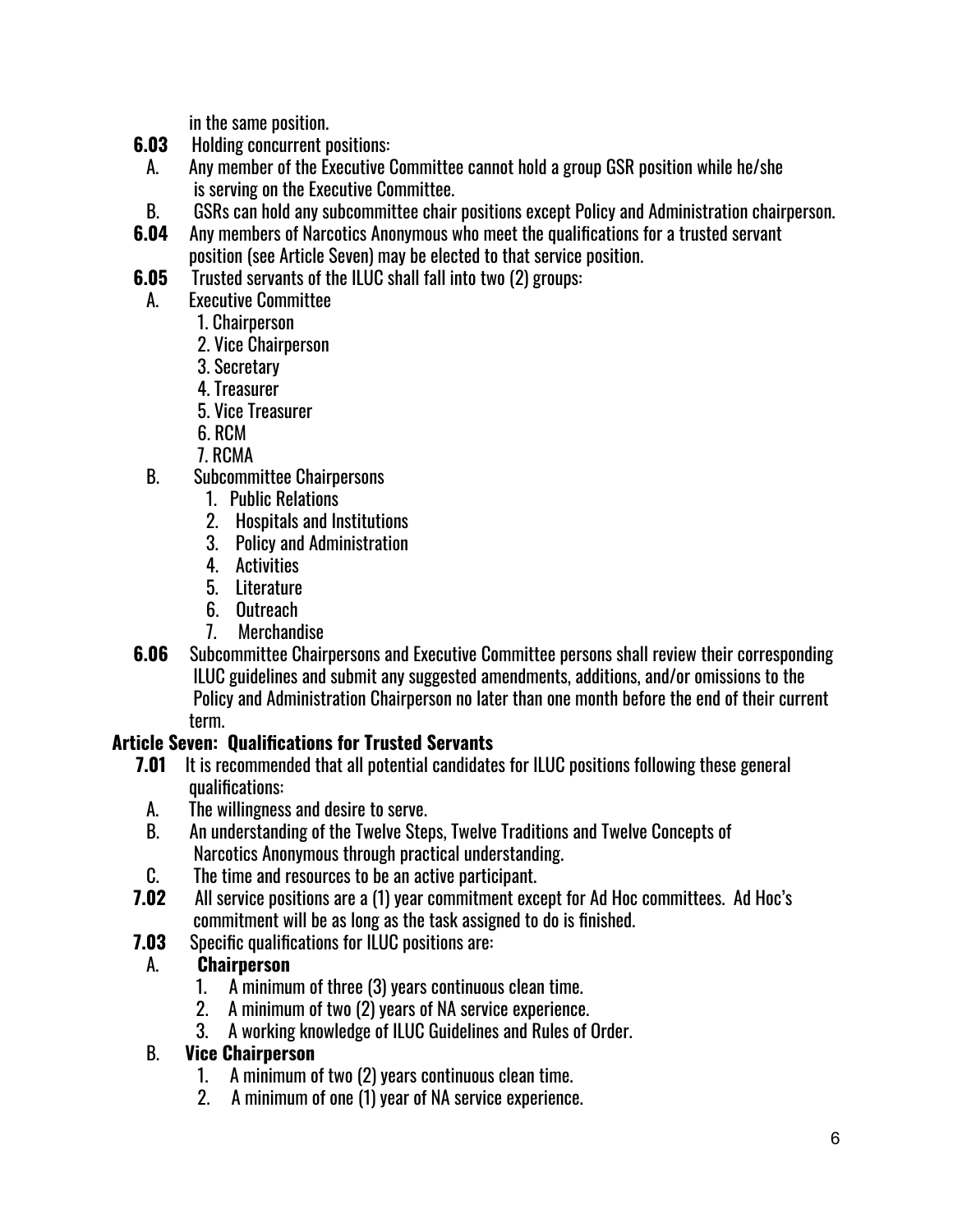in the same position.

**6.03** Holding concurrent positions:

A. Any member of the Executive Committee cannot hold a group GSR position while he/she is serving on the Executive Committee.

B. GSRs can hold any subcommittee chair positions except Policy and Administration chairperson.

**6.04** Any members of Narcotics Anonymous who meet the qualifications for a trusted servant position (see Article Seven) may be elected to that service position.

**6.05** Trusted servants of the ILUC shall fall into two (2) groups:

A. Executive Committee
   1. Chairperson
   2. Vice Chairperson
   3. Secretary
   4. Treasurer
   5. Vice Treasurer
   6. RCM
   7. RCMA

B. Subcommittee Chairpersons
   1. Public Relations
   2. Hospitals and Institutions
   3. Policy and Administration
   4. Activities
   5. Literature
   6. Outreach
   7. Merchandise

**6.06** Subcommittee Chairpersons and Executive Committee persons shall review their corresponding ILUC guidelines and submit any suggested amendments, additions, and/or omissions to the Policy and Administration Chairperson no later than one month before the end of their current term.

## Article Seven: Qualifications for Trusted Servants

**7.01** It is recommended that all potential candidates for ILUC positions following these general qualifications:

A. The willingness and desire to serve.

B. An understanding of the Twelve Steps, Twelve Traditions and Twelve Concepts of Narcotics Anonymous through practical understanding.

C. The time and resources to be an active participant.

**7.02** All service positions are a (1) year commitment except for Ad Hoc committees. Ad Hoc's commitment will be as long as the task assigned to do is finished.

**7.03** Specific qualifications for ILUC positions are:

A. **Chairperson**
   1. A minimum of three (3) years continuous clean time.
   2. A minimum of two (2) years of NA service experience.
   3. A working knowledge of ILUC Guidelines and Rules of Order.

B. **Vice Chairperson**
   1. A minimum of two (2) years continuous clean time.
   2. A minimum of one (1) year of NA service experience.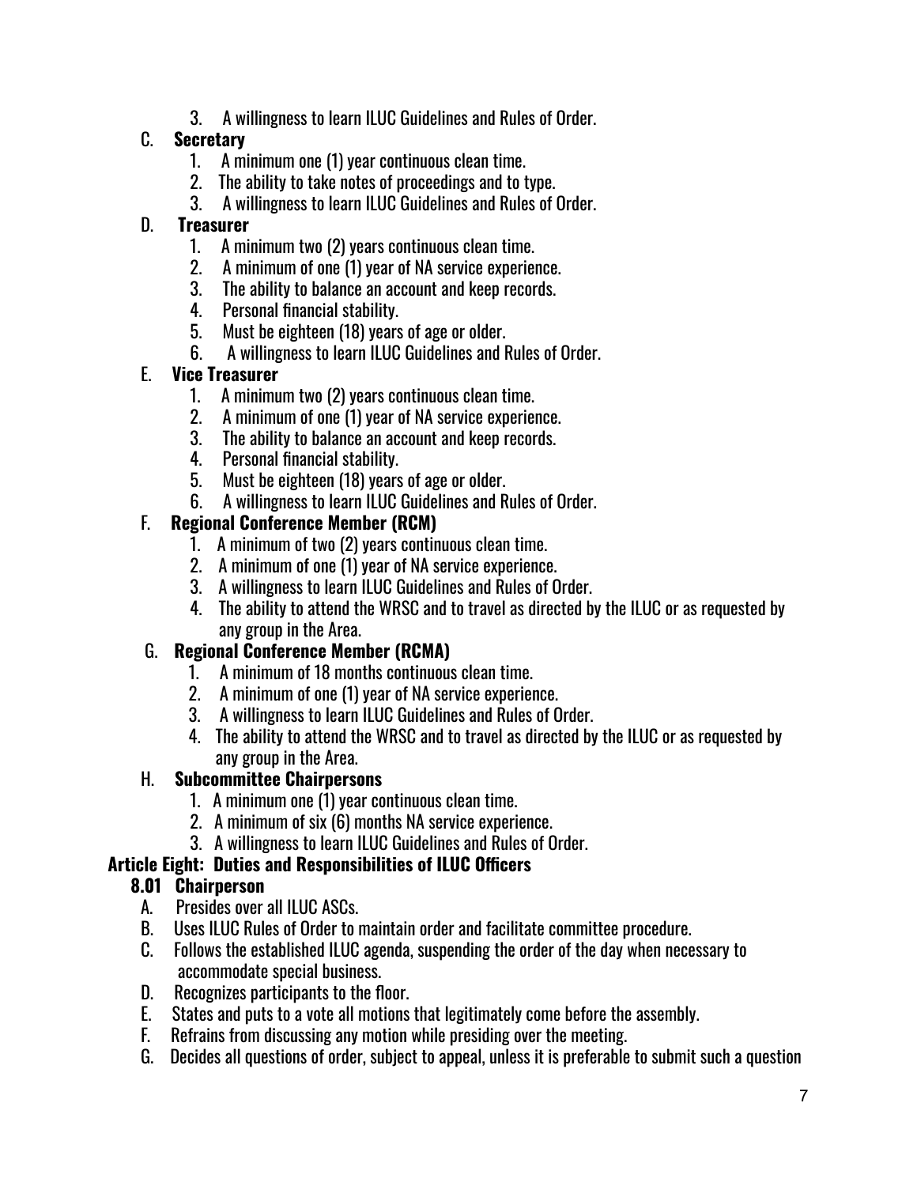3. A willingness to learn ILUC Guidelines and Rules of Order.

C. **Secretary**
   1. A minimum one (1) year continuous clean time.
   2. The ability to take notes of proceedings and to type.
   3. A willingness to learn ILUC Guidelines and Rules of Order.

D. **Treasurer**
   1. A minimum two (2) years continuous clean time.
   2. A minimum of one (1) year of NA service experience.
   3. The ability to balance an account and keep records.
   4. Personal financial stability.
   5. Must be eighteen (18) years of age or older.
   6. A willingness to learn ILUC Guidelines and Rules of Order.

E. **Vice Treasurer**
   1. A minimum two (2) years continuous clean time.
   2. A minimum of one (1) year of NA service experience.
   3. The ability to balance an account and keep records.
   4. Personal financial stability.
   5. Must be eighteen (18) years of age or older.
   6. A willingness to learn ILUC Guidelines and Rules of Order.

F. **Regional Conference Member (RCM)**
   1. A minimum of two (2) years continuous clean time.
   2. A minimum of one (1) year of NA service experience.
   3. A willingness to learn ILUC Guidelines and Rules of Order.
   4. The ability to attend the WRSC and to travel as directed by the ILUC or as requested by any group in the Area.

G. **Regional Conference Member (RCMA)**
   1. A minimum of 18 months continuous clean time.
   2. A minimum of one (1) year of NA service experience.
   3. A willingness to learn ILUC Guidelines and Rules of Order.
   4. The ability to attend the WRSC and to travel as directed by the ILUC or as requested by any group in the Area.

H. **Subcommittee Chairpersons**
   1. A minimum one (1) year continuous clean time.
   2. A minimum of six (6) months NA service experience.
   3. A willingness to learn ILUC Guidelines and Rules of Order.

## Article Eight: Duties and Responsibilities of ILUC Officers

### 8.01 Chairperson

A. Presides over all ILUC ASCs.
B. Uses ILUC Rules of Order to maintain order and facilitate committee procedure.
C. Follows the established ILUC agenda, suspending the order of the day when necessary to accommodate special business.
D. Recognizes participants to the floor.
E. States and puts to a vote all motions that legitimately come before the assembly.
F. Refrains from discussing any motion while presiding over the meeting.
G. Decides all questions of order, subject to appeal, unless it is preferable to submit such a question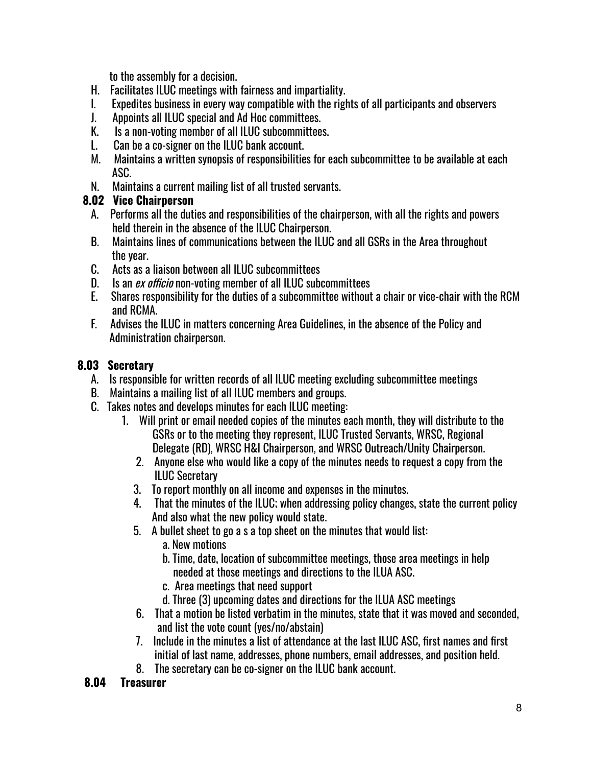to the assembly for a decision.

H. Facilitates ILUC meetings with fairness and impartiality.
I. Expedites business in every way compatible with the rights of all participants and observers
J. Appoints all ILUC special and Ad Hoc committees.
K. Is a non-voting member of all ILUC subcommittees.
L. Can be a co-signer on the ILUC bank account.
M. Maintains a written synopsis of responsibilities for each subcommittee to be available at each ASC.
N. Maintains a current mailing list of all trusted servants.

### 8.02 Vice Chairperson

A. Performs all the duties and responsibilities of the chairperson, with all the rights and powers held therein in the absence of the ILUC Chairperson.
B. Maintains lines of communications between the ILUC and all GSRs in the Area throughout the year.
C. Acts as a liaison between all ILUC subcommittees
D. Is an *ex officio* non-voting member of all ILUC subcommittees
E. Shares responsibility for the duties of a subcommittee without a chair or vice-chair with the RCM and RCMA.
F. Advises the ILUC in matters concerning Area Guidelines, in the absence of the Policy and Administration chairperson.

### 8.03 Secretary

A. Is responsible for written records of all ILUC meeting excluding subcommittee meetings
B. Maintains a mailing list of all ILUC members and groups.
C. Takes notes and develops minutes for each ILUC meeting:
   1. Will print or email needed copies of the minutes each month, they will distribute to the GSRs or to the meeting they represent, ILUC Trusted Servants, WRSC, Regional Delegate (RD), WRSC H&I Chairperson, and WRSC Outreach/Unity Chairperson.
   2. Anyone else who would like a copy of the minutes needs to request a copy from the ILUC Secretary
   3. To report monthly on all income and expenses in the minutes.
   4. That the minutes of the ILUC; when addressing policy changes, state the current policy And also what the new policy would state.
   5. A bullet sheet to go a s a top sheet on the minutes that would list:
      a. New motions
      b. Time, date, location of subcommittee meetings, those area meetings in help needed at those meetings and directions to the ILUA ASC.
      c. Area meetings that need support
      d. Three (3) upcoming dates and directions for the ILUA ASC meetings
   6. That a motion be listed verbatim in the minutes, state that it was moved and seconded, and list the vote count (yes/no/abstain)
   7. Include in the minutes a list of attendance at the last ILUC ASC, first names and first initial of last name, addresses, phone numbers, email addresses, and position held.
   8. The secretary can be co-signer on the ILUC bank account.

### 8.04 Treasurer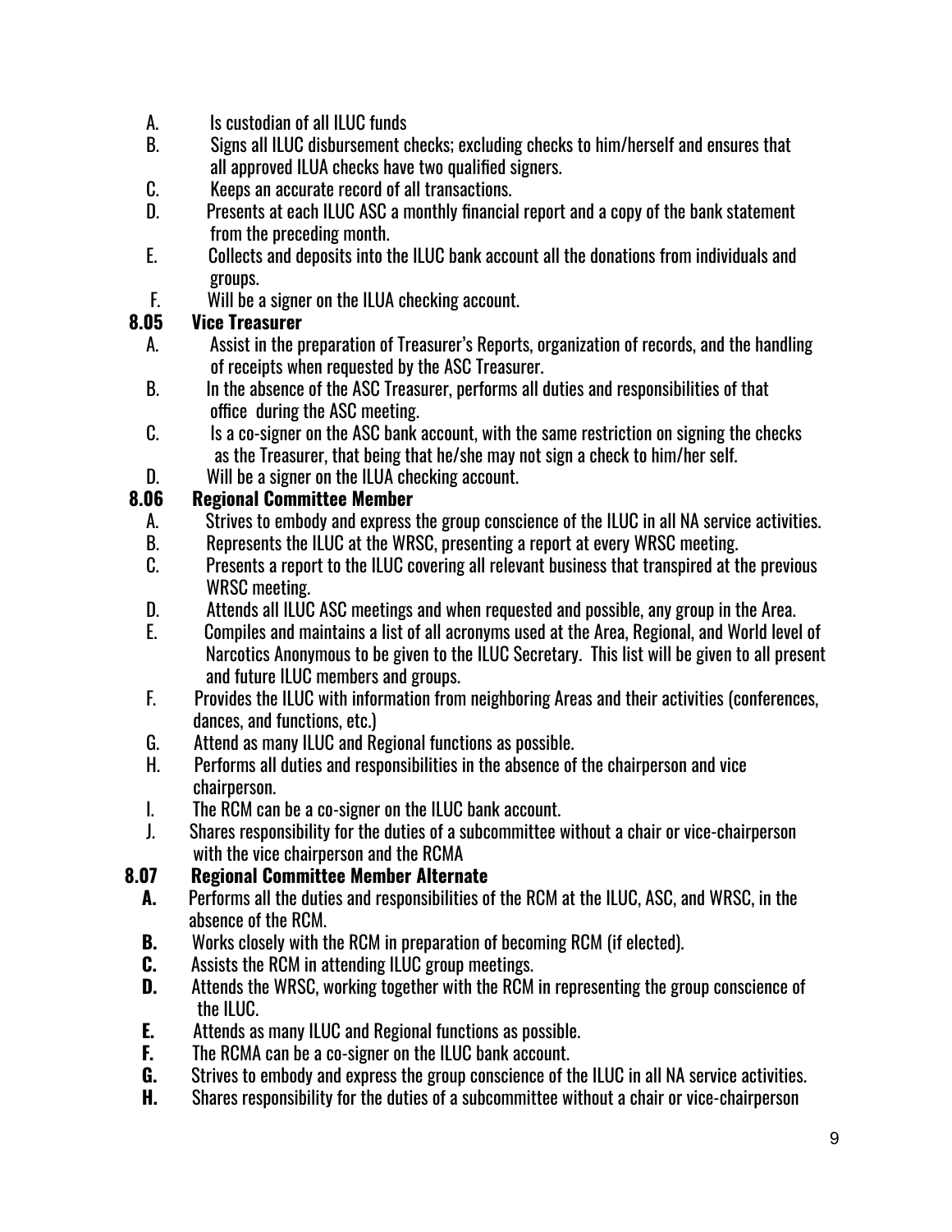A. Is custodian of all ILUC funds
B. Signs all ILUC disbursement checks; excluding checks to him/herself and ensures that all approved ILUA checks have two qualified signers.
C. Keeps an accurate record of all transactions.
D. Presents at each ILUC ASC a monthly financial report and a copy of the bank statement from the preceding month.
E. Collects and deposits into the ILUC bank account all the donations from individuals and groups.
F. Will be a signer on the ILUA checking account.

**8.05 Vice Treasurer**

A. Assist in the preparation of Treasurer's Reports, organization of records, and the handling of receipts when requested by the ASC Treasurer.
B. In the absence of the ASC Treasurer, performs all duties and responsibilities of that office during the ASC meeting.
C. Is a co-signer on the ASC bank account, with the same restriction on signing the checks as the Treasurer, that being that he/she may not sign a check to him/her self.
D. Will be a signer on the ILUA checking account.

**8.06 Regional Committee Member**

A. Strives to embody and express the group conscience of the ILUC in all NA service activities.
B. Represents the ILUC at the WRSC, presenting a report at every WRSC meeting.
C. Presents a report to the ILUC covering all relevant business that transpired at the previous WRSC meeting.
D. Attends all ILUC ASC meetings and when requested and possible, any group in the Area.
E. Compiles and maintains a list of all acronyms used at the Area, Regional, and World level of Narcotics Anonymous to be given to the ILUC Secretary. This list will be given to all present and future ILUC members and groups.
F. Provides the ILUC with information from neighboring Areas and their activities (conferences, dances, and functions, etc.)
G. Attend as many ILUC and Regional functions as possible.
H. Performs all duties and responsibilities in the absence of the chairperson and vice chairperson.
I. The RCM can be a co-signer on the ILUC bank account.
J. Shares responsibility for the duties of a subcommittee without a chair or vice-chairperson with the vice chairperson and the RCMA

**8.07 Regional Committee Member Alternate**

**A.** Performs all the duties and responsibilities of the RCM at the ILUC, ASC, and WRSC, in the absence of the RCM.
**B.** Works closely with the RCM in preparation of becoming RCM (if elected).
**C.** Assists the RCM in attending ILUC group meetings.
**D.** Attends the WRSC, working together with the RCM in representing the group conscience of the ILUC.
**E.** Attends as many ILUC and Regional functions as possible.
**F.** The RCMA can be a co-signer on the ILUC bank account.
**G.** Strives to embody and express the group conscience of the ILUC in all NA service activities.
**H.** Shares responsibility for the duties of a subcommittee without a chair or vice-chairperson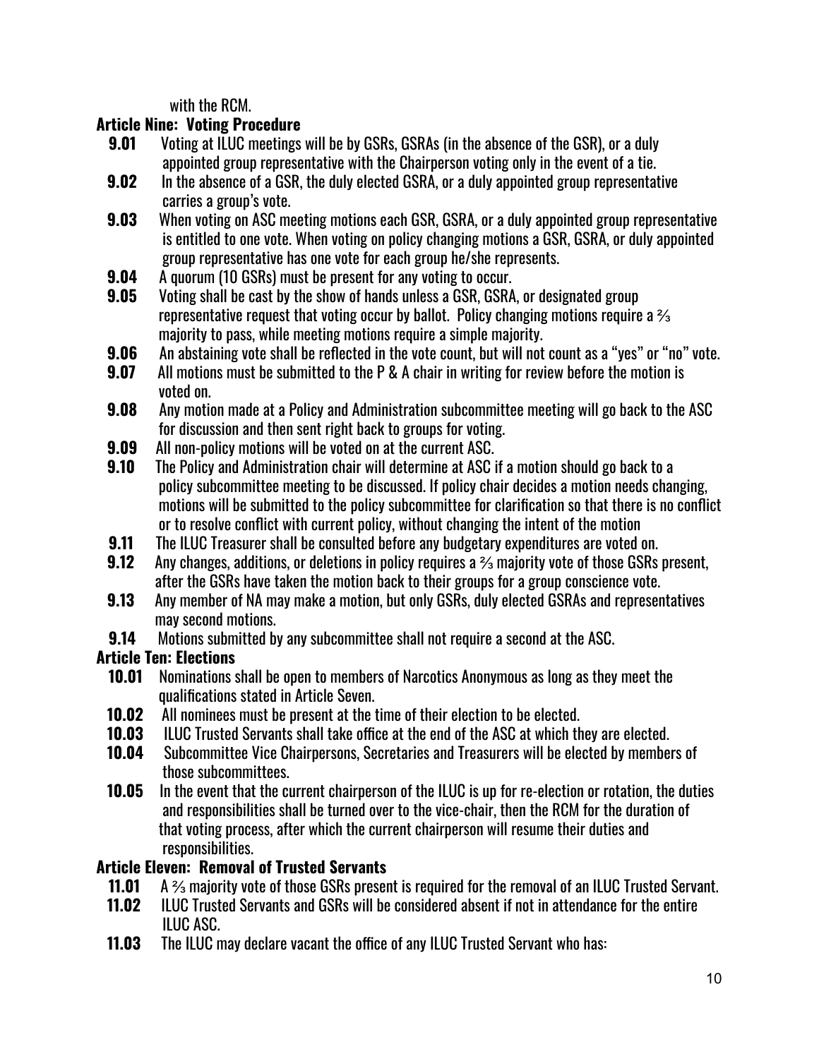with the RCM.

**Article Nine: Voting Procedure**

**9.01** Voting at ILUC meetings will be by GSRs, GSRAs (in the absence of the GSR), or a duly appointed group representative with the Chairperson voting only in the event of a tie.

**9.02** In the absence of a GSR, the duly elected GSRA, or a duly appointed group representative carries a group's vote.

**9.03** When voting on ASC meeting motions each GSR, GSRA, or a duly appointed group representative is entitled to one vote. When voting on policy changing motions a GSR, GSRA, or duly appointed group representative has one vote for each group he/she represents.

**9.04** A quorum (10 GSRs) must be present for any voting to occur.

**9.05** Voting shall be cast by the show of hands unless a GSR, GSRA, or designated group representative request that voting occur by ballot. Policy changing motions require a ⅔ majority to pass, while meeting motions require a simple majority.

**9.06** An abstaining vote shall be reflected in the vote count, but will not count as a "yes" or "no" vote.

**9.07** All motions must be submitted to the P & A chair in writing for review before the motion is voted on.

**9.08** Any motion made at a Policy and Administration subcommittee meeting will go back to the ASC for discussion and then sent right back to groups for voting.

**9.09** All non-policy motions will be voted on at the current ASC.

**9.10** The Policy and Administration chair will determine at ASC if a motion should go back to a policy subcommittee meeting to be discussed. If policy chair decides a motion needs changing, motions will be submitted to the policy subcommittee for clarification so that there is no conflict or to resolve conflict with current policy, without changing the intent of the motion

**9.11** The ILUC Treasurer shall be consulted before any budgetary expenditures are voted on.

**9.12** Any changes, additions, or deletions in policy requires a ⅔ majority vote of those GSRs present, after the GSRs have taken the motion back to their groups for a group conscience vote.

**9.13** Any member of NA may make a motion, but only GSRs, duly elected GSRAs and representatives may second motions.

**9.14** Motions submitted by any subcommittee shall not require a second at the ASC.

**Article Ten: Elections**

**10.01** Nominations shall be open to members of Narcotics Anonymous as long as they meet the qualifications stated in Article Seven.

**10.02** All nominees must be present at the time of their election to be elected.

**10.03** ILUC Trusted Servants shall take office at the end of the ASC at which they are elected.

**10.04** Subcommittee Vice Chairpersons, Secretaries and Treasurers will be elected by members of those subcommittees.

**10.05** In the event that the current chairperson of the ILUC is up for re-election or rotation, the duties and responsibilities shall be turned over to the vice-chair, then the RCM for the duration of that voting process, after which the current chairperson will resume their duties and responsibilities.

**Article Eleven: Removal of Trusted Servants**

**11.01** A ⅔ majority vote of those GSRs present is required for the removal of an ILUC Trusted Servant.

**11.02** ILUC Trusted Servants and GSRs will be considered absent if not in attendance for the entire ILUC ASC.

**11.03** The ILUC may declare vacant the office of any ILUC Trusted Servant who has: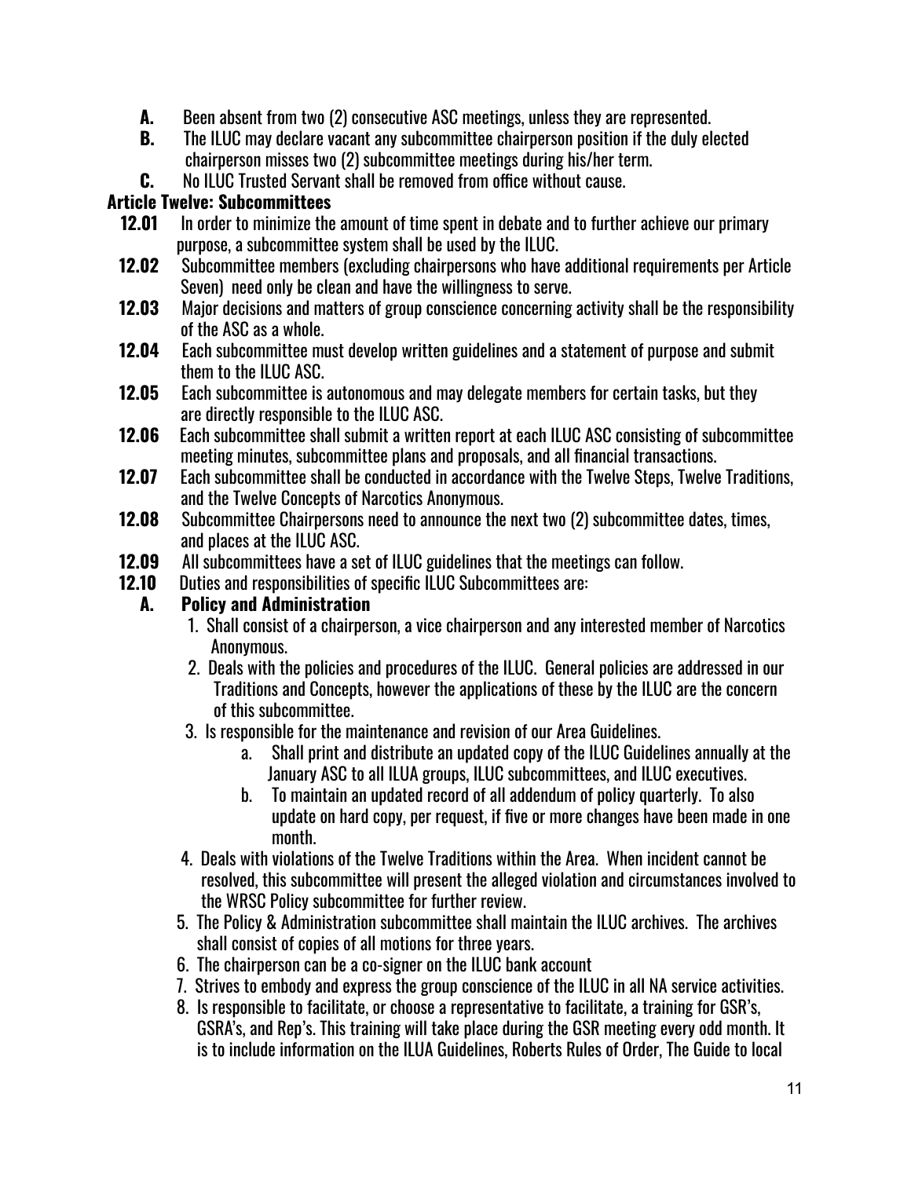**A.** Been absent from two (2) consecutive ASC meetings, unless they are represented.

**B.** The ILUC may declare vacant any subcommittee chairperson position if the duly elected chairperson misses two (2) subcommittee meetings during his/her term.

**C.** No ILUC Trusted Servant shall be removed from office without cause.

## Article Twelve: Subcommittees

**12.01** In order to minimize the amount of time spent in debate and to further achieve our primary purpose, a subcommittee system shall be used by the ILUC.

**12.02** Subcommittee members (excluding chairpersons who have additional requirements per Article Seven) need only be clean and have the willingness to serve.

**12.03** Major decisions and matters of group conscience concerning activity shall be the responsibility of the ASC as a whole.

**12.04** Each subcommittee must develop written guidelines and a statement of purpose and submit them to the ILUC ASC.

**12.05** Each subcommittee is autonomous and may delegate members for certain tasks, but they are directly responsible to the ILUC ASC.

**12.06** Each subcommittee shall submit a written report at each ILUC ASC consisting of subcommittee meeting minutes, subcommittee plans and proposals, and all financial transactions.

**12.07** Each subcommittee shall be conducted in accordance with the Twelve Steps, Twelve Traditions, and the Twelve Concepts of Narcotics Anonymous.

**12.08** Subcommittee Chairpersons need to announce the next two (2) subcommittee dates, times, and places at the ILUC ASC.

**12.09** All subcommittees have a set of ILUC guidelines that the meetings can follow.

**12.10** Duties and responsibilities of specific ILUC Subcommittees are:

**A. Policy and Administration**

1. Shall consist of a chairperson, a vice chairperson and any interested member of Narcotics Anonymous.
2. Deals with the policies and procedures of the ILUC. General policies are addressed in our Traditions and Concepts, however the applications of these by the ILUC are the concern of this subcommittee.
3. Is responsible for the maintenance and revision of our Area Guidelines.
   a. Shall print and distribute an updated copy of the ILUC Guidelines annually at the January ASC to all ILUA groups, ILUC subcommittees, and ILUC executives.
   b. To maintain an updated record of all addendum of policy quarterly. To also update on hard copy, per request, if five or more changes have been made in one month.
4. Deals with violations of the Twelve Traditions within the Area. When incident cannot be resolved, this subcommittee will present the alleged violation and circumstances involved to the WRSC Policy subcommittee for further review.
5. The Policy & Administration subcommittee shall maintain the ILUC archives. The archives shall consist of copies of all motions for three years.
6. The chairperson can be a co-signer on the ILUC bank account
7. Strives to embody and express the group conscience of the ILUC in all NA service activities.
8. Is responsible to facilitate, or choose a representative to facilitate, a training for GSR's, GSRA's, and Rep's. This training will take place during the GSR meeting every odd month. It is to include information on the ILUA Guidelines, Roberts Rules of Order, The Guide to local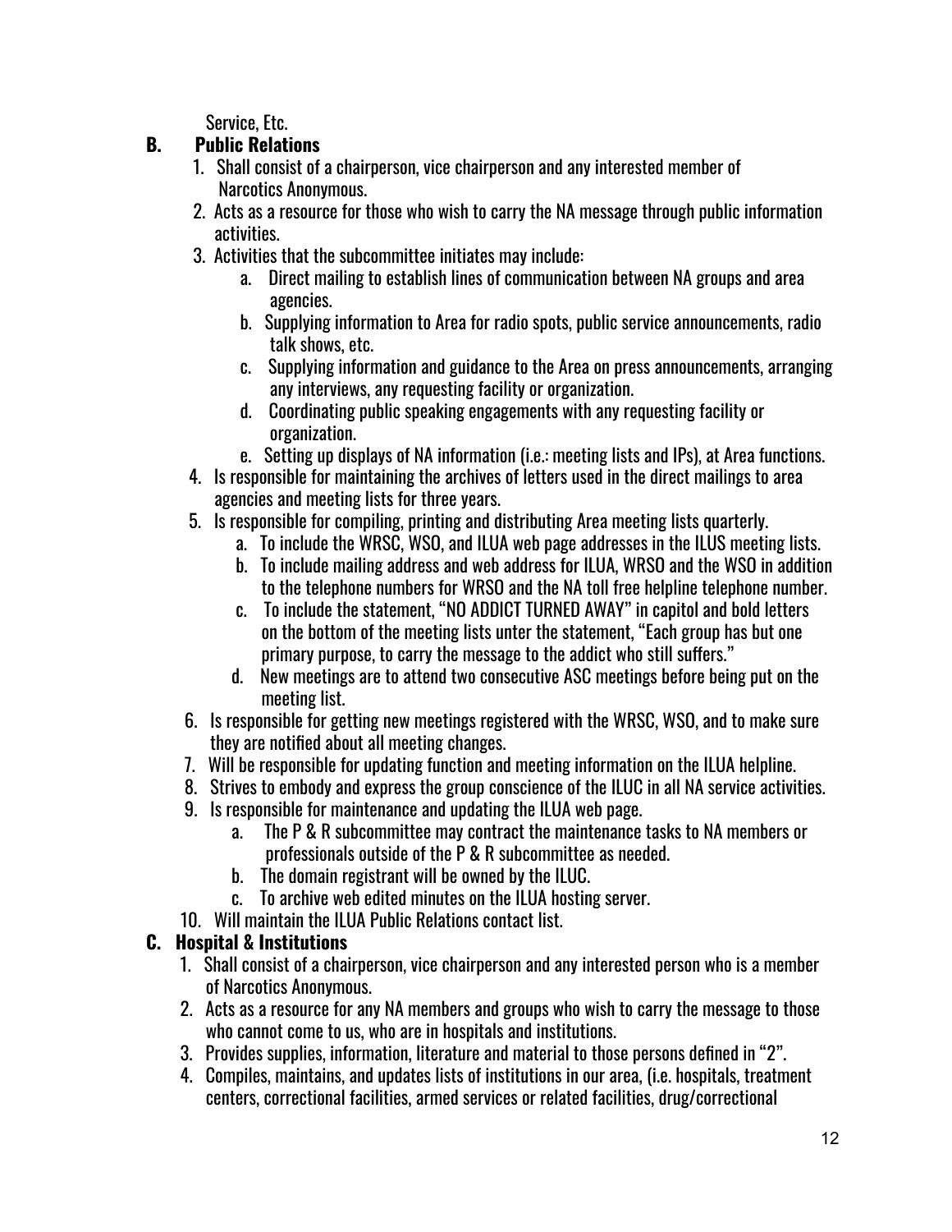Service, Etc.

**B. Public Relations**

1. Shall consist of a chairperson, vice chairperson and any interested member of Narcotics Anonymous.
2. Acts as a resource for those who wish to carry the NA message through public information activities.
3. Activities that the subcommittee initiates may include:
   a. Direct mailing to establish lines of communication between NA groups and area agencies.
   b. Supplying information to Area for radio spots, public service announcements, radio talk shows, etc.
   c. Supplying information and guidance to the Area on press announcements, arranging any interviews, any requesting facility or organization.
   d. Coordinating public speaking engagements with any requesting facility or organization.
   e. Setting up displays of NA information (i.e.: meeting lists and IPs), at Area functions.
4. Is responsible for maintaining the archives of letters used in the direct mailings to area agencies and meeting lists for three years.
5. Is responsible for compiling, printing and distributing Area meeting lists quarterly.
   a. To include the WRSC, WSO, and ILUA web page addresses in the ILUS meeting lists.
   b. To include mailing address and web address for ILUA, WRSO and the WSO in addition to the telephone numbers for WRSO and the NA toll free helpline telephone number.
   c. To include the statement, "NO ADDICT TURNED AWAY" in capitol and bold letters on the bottom of the meeting lists unter the statement, "Each group has but one primary purpose, to carry the message to the addict who still suffers."
   d. New meetings are to attend two consecutive ASC meetings before being put on the meeting list.
6. Is responsible for getting new meetings registered with the WRSC, WSO, and to make sure they are notified about all meeting changes.
7. Will be responsible for updating function and meeting information on the ILUA helpline.
8. Strives to embody and express the group conscience of the ILUC in all NA service activities.
9. Is responsible for maintenance and updating the ILUA web page.
   a. The P & R subcommittee may contract the maintenance tasks to NA members or professionals outside of the P & R subcommittee as needed.
   b. The domain registrant will be owned by the ILUC.
   c. To archive web edited minutes on the ILUA hosting server.
10. Will maintain the ILUA Public Relations contact list.

**C. Hospital & Institutions**

1. Shall consist of a chairperson, vice chairperson and any interested person who is a member of Narcotics Anonymous.
2. Acts as a resource for any NA members and groups who wish to carry the message to those who cannot come to us, who are in hospitals and institutions.
3. Provides supplies, information, literature and material to those persons defined in "2".
4. Compiles, maintains, and updates lists of institutions in our area, (i.e. hospitals, treatment centers, correctional facilities, armed services or related facilities, drug/correctional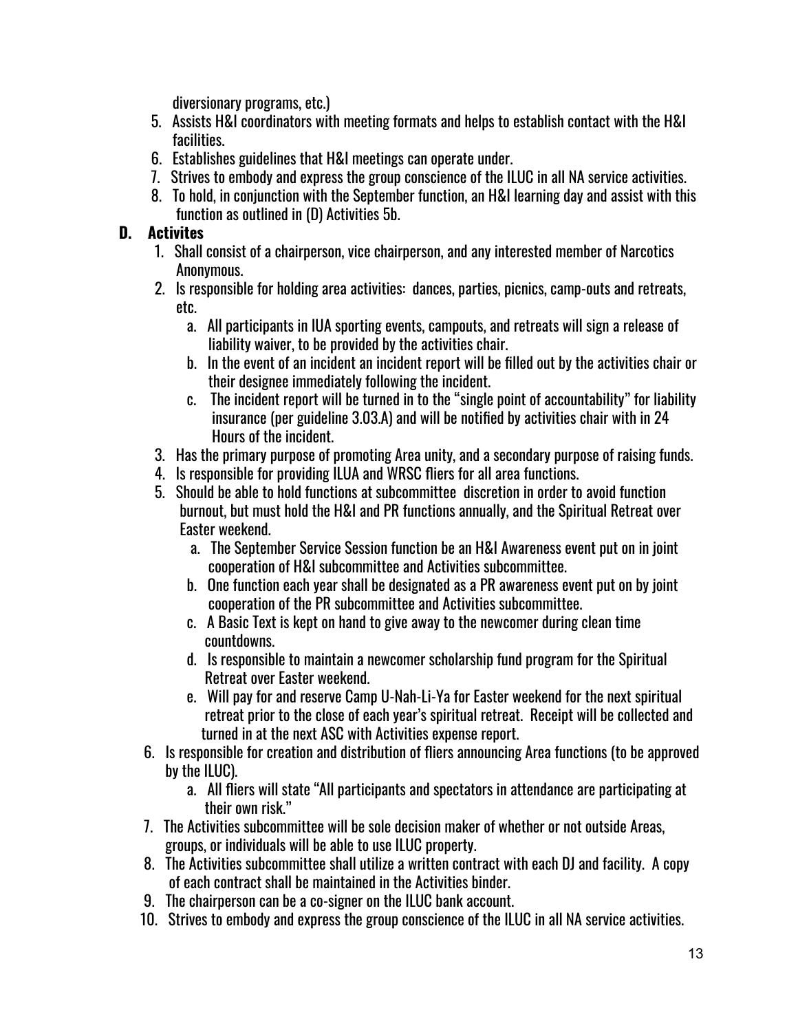diversionary programs, etc.)

5. Assists H&I coordinators with meeting formats and helps to establish contact with the H&I facilities.
6. Establishes guidelines that H&I meetings can operate under.
7. Strives to embody and express the group conscience of the ILUC in all NA service activities.
8. To hold, in conjunction with the September function, an H&I learning day and assist with this function as outlined in (D) Activities 5b.

**D. Activites**

1. Shall consist of a chairperson, vice chairperson, and any interested member of Narcotics Anonymous.
2. Is responsible for holding area activities: dances, parties, picnics, camp-outs and retreats, etc.
   a. All participants in IUA sporting events, campouts, and retreats will sign a release of liability waiver, to be provided by the activities chair.
   b. In the event of an incident an incident report will be filled out by the activities chair or their designee immediately following the incident.
   c. The incident report will be turned in to the "single point of accountability" for liability insurance (per guideline 3.03.A) and will be notified by activities chair with in 24 Hours of the incident.
3. Has the primary purpose of promoting Area unity, and a secondary purpose of raising funds.
4. Is responsible for providing ILUA and WRSC fliers for all area functions.
5. Should be able to hold functions at subcommittee discretion in order to avoid function burnout, but must hold the H&I and PR functions annually, and the Spiritual Retreat over Easter weekend.
   a. The September Service Session function be an H&I Awareness event put on in joint cooperation of H&I subcommittee and Activities subcommittee.
   b. One function each year shall be designated as a PR awareness event put on by joint cooperation of the PR subcommittee and Activities subcommittee.
   c. A Basic Text is kept on hand to give away to the newcomer during clean time countdowns.
   d. Is responsible to maintain a newcomer scholarship fund program for the Spiritual Retreat over Easter weekend.
   e. Will pay for and reserve Camp U-Nah-Li-Ya for Easter weekend for the next spiritual retreat prior to the close of each year's spiritual retreat. Receipt will be collected and turned in at the next ASC with Activities expense report.
6. Is responsible for creation and distribution of fliers announcing Area functions (to be approved by the ILUC).
   a. All fliers will state "All participants and spectators in attendance are participating at their own risk."
7. The Activities subcommittee will be sole decision maker of whether or not outside Areas, groups, or individuals will be able to use ILUC property.
8. The Activities subcommittee shall utilize a written contract with each DJ and facility. A copy of each contract shall be maintained in the Activities binder.
9. The chairperson can be a co-signer on the ILUC bank account.
10. Strives to embody and express the group conscience of the ILUC in all NA service activities.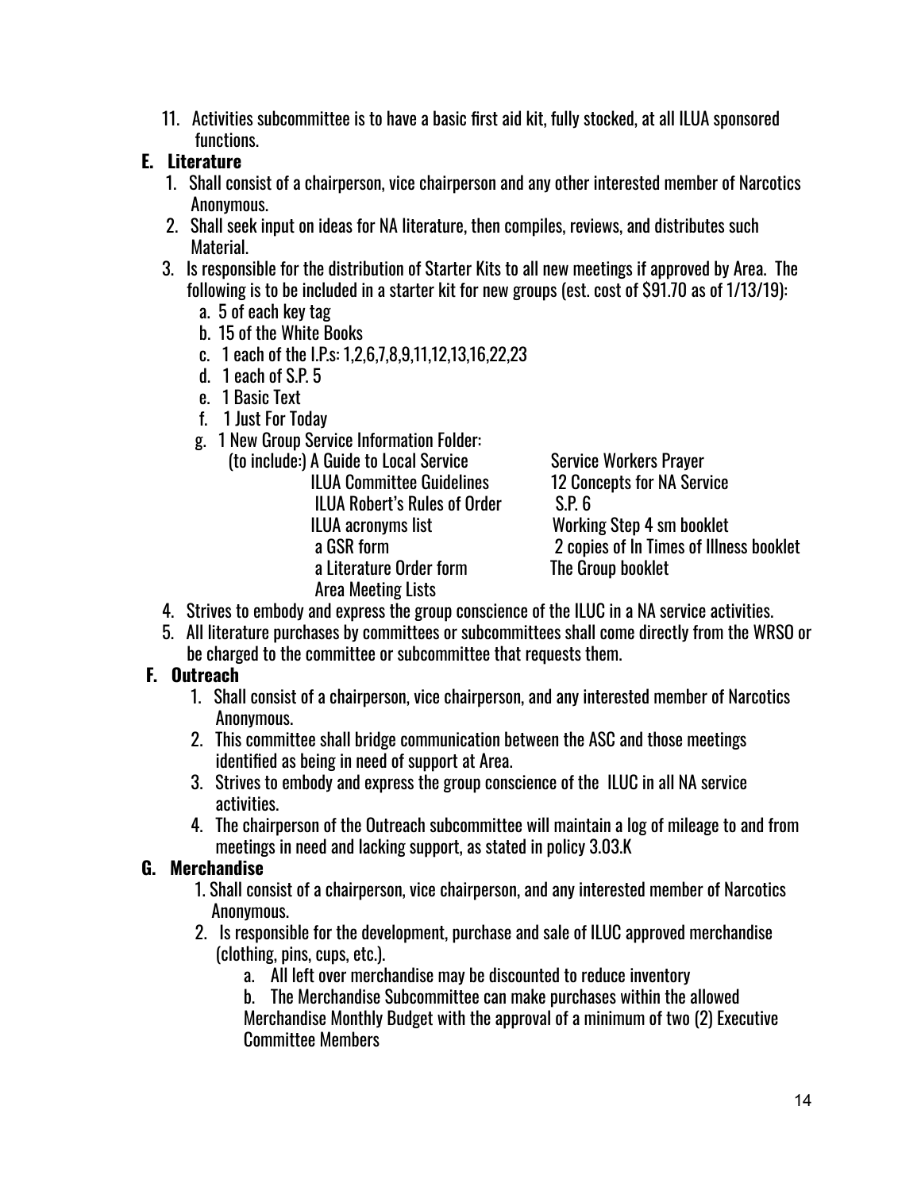11. Activities subcommittee is to have a basic first aid kit, fully stocked, at all ILUA sponsored functions.

**E. Literature**

1. Shall consist of a chairperson, vice chairperson and any other interested member of Narcotics Anonymous.
2. Shall seek input on ideas for NA literature, then compiles, reviews, and distributes such Material.
3. Is responsible for the distribution of Starter Kits to all new meetings if approved by Area. The following is to be included in a starter kit for new groups (est. cost of $91.70 as of 1/13/19):
   a. 5 of each key tag
   b. 15 of the White Books
   c. 1 each of the I.P.s: 1,2,6,7,8,9,11,12,13,16,22,23
   d. 1 each of S.P. 5
   e. 1 Basic Text
   f. 1 Just For Today
   g. 1 New Group Service Information Folder:
      (to include:) A Guide to Local Service
      ILUA Committee Guidelines
      ILUA Robert's Rules of Order
      ILUA acronyms list
      a GSR form
      a Literature Order form
      Area Meeting Lists
      Service Workers Prayer
      12 Concepts for NA Service
      S.P. 6
      Working Step 4 sm booklet
      2 copies of In Times of Illness booklet
      The Group booklet
4. Strives to embody and express the group conscience of the ILUC in a NA service activities.
5. All literature purchases by committees or subcommittees shall come directly from the WRSO or be charged to the committee or subcommittee that requests them.

**F. Outreach**

1. Shall consist of a chairperson, vice chairperson, and any interested member of Narcotics Anonymous.
2. This committee shall bridge communication between the ASC and those meetings identified as being in need of support at Area.
3. Strives to embody and express the group conscience of the ILUC in all NA service activities.
4. The chairperson of the Outreach subcommittee will maintain a log of mileage to and from meetings in need and lacking support, as stated in policy 3.03.K

**G. Merchandise**

1. Shall consist of a chairperson, vice chairperson, and any interested member of Narcotics Anonymous.
2. Is responsible for the development, purchase and sale of ILUC approved merchandise (clothing, pins, cups, etc.).
   a. All left over merchandise may be discounted to reduce inventory
   b. The Merchandise Subcommittee can make purchases within the allowed Merchandise Monthly Budget with the approval of a minimum of two (2) Executive Committee Members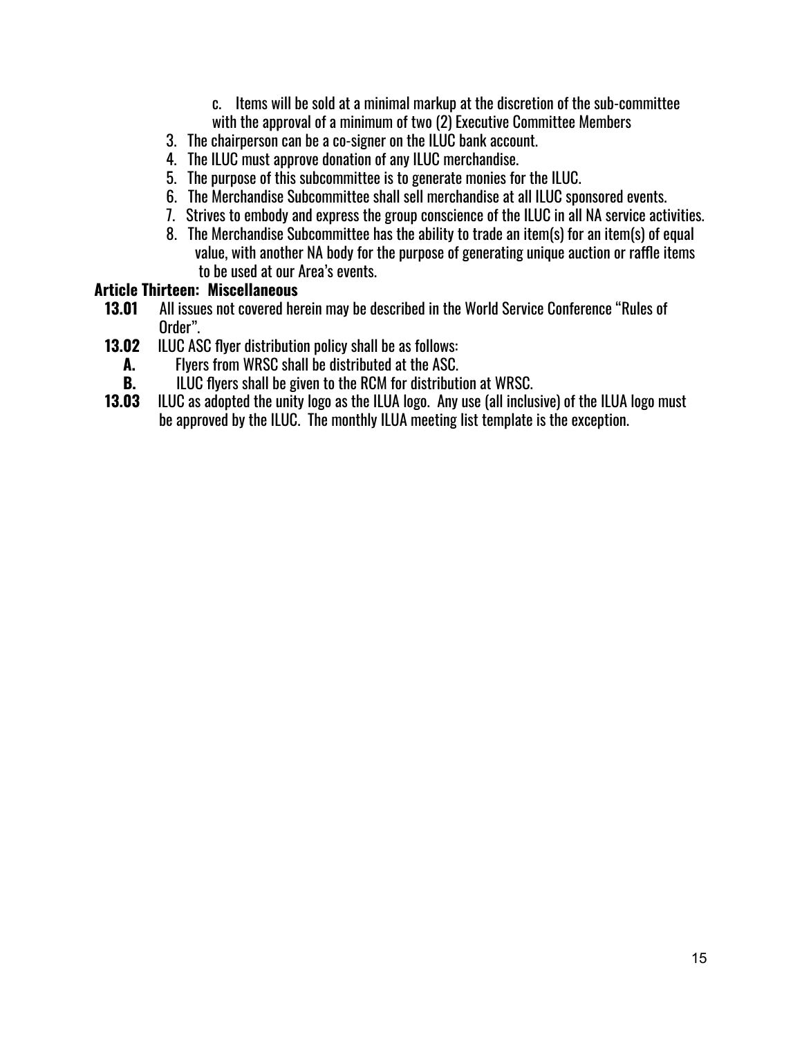c. Items will be sold at a minimal markup at the discretion of the sub-committee with the approval of a minimum of two (2) Executive Committee Members

3. The chairperson can be a co-signer on the ILUC bank account.
4. The ILUC must approve donation of any ILUC merchandise.
5. The purpose of this subcommittee is to generate monies for the ILUC.
6. The Merchandise Subcommittee shall sell merchandise at all ILUC sponsored events.
7. Strives to embody and express the group conscience of the ILUC in all NA service activities.
8. The Merchandise Subcommittee has the ability to trade an item(s) for an item(s) of equal value, with another NA body for the purpose of generating unique auction or raffle items to be used at our Area's events.

**Article Thirteen: Miscellaneous**

**13.01** All issues not covered herein may be described in the World Service Conference "Rules of Order".

**13.02** ILUC ASC flyer distribution policy shall be as follows:

**A.** Flyers from WRSC shall be distributed at the ASC.

**B.** ILUC flyers shall be given to the RCM for distribution at WRSC.

**13.03** ILUC as adopted the unity logo as the ILUA logo. Any use (all inclusive) of the ILUA logo must be approved by the ILUC. The monthly ILUA meeting list template is the exception.